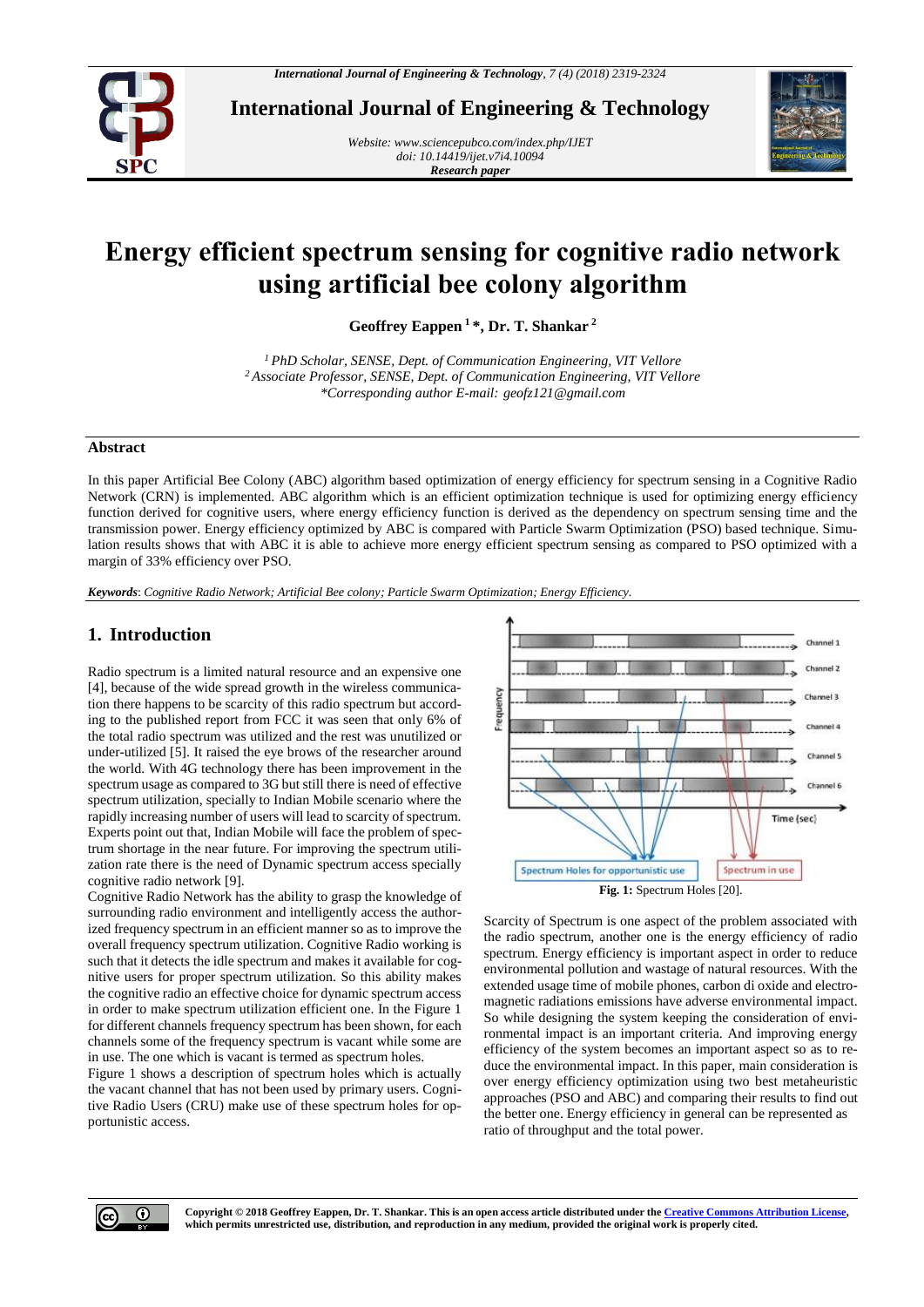# Energy efficient spectrum sensing for cognitive radio network using artificial bee colony algorithm

**Geoffrey Eappen [1] \*, Dr. T. Shankar [2]**

*[1] PhD Scholar, SENSE, Dept. of Communication Engineering, VIT Vellore*
*[2] Associate Professor, SENSE, Dept. of Communication Engineering, VIT Vellore*
*\*Corresponding author E-mail: geofz121@gmail.com*

## Abstract

In this paper Artificial Bee Colony (ABC) algorithm based optimization of energy efficiency for spectrum sensing in a Cognitive Radio Network (CRN) is implemented. ABC algorithm which is an efficient optimization technique is used for optimizing energy efficiency function derived for cognitive users, where energy efficiency function is derived as the dependency on spectrum sensing time and the transmission power. Energy efficiency optimized by ABC is compared with Particle Swarm Optimization (PSO) based technique. Simulation results shows that with ABC it is able to achieve more energy efficient spectrum sensing as compared to PSO optimized with a margin of 33% efficiency over PSO.

***Keywords***: *Cognitive Radio Network; Artificial Bee colony; Particle Swarm Optimization; Energy Efficiency.*

## 1. Introduction

Radio spectrum is a limited natural resource and an expensive one [4], because of the wide spread growth in the wireless communication there happens to be scarcity of this radio spectrum but according to the published report from FCC it was seen that only 6% of the total radio spectrum was utilized and the rest was unutilized or under-utilized [5]. It raised the eye brows of the researcher around the world. With 4G technology there has been improvement in the spectrum usage as compared to 3G but still there is need of effective spectrum utilization, specially to Indian Mobile scenario where the rapidly increasing number of users will lead to scarcity of spectrum. Experts point out that, Indian Mobile will face the problem of spectrum shortage in the near future. For improving the spectrum utilization rate there is the need of Dynamic spectrum access specially cognitive radio network [9].

Cognitive Radio Network has the ability to grasp the knowledge of surrounding radio environment and intelligently access the authorized frequency spectrum in an efficient manner so as to improve the overall frequency spectrum utilization. Cognitive Radio working is such that it detects the idle spectrum and makes it available for cognitive users for proper spectrum utilization. So this ability makes the cognitive radio an effective choice for dynamic spectrum access in order to make spectrum utilization efficient one. In the Figure 1 for different channels frequency spectrum has been shown, for each channels some of the frequency spectrum is vacant while some are in use. The one which is vacant is termed as spectrum holes.

Figure 1 shows a description of spectrum holes which is actually the vacant channel that has not been used by primary users. Cognitive Radio Users (CRU) make use of these spectrum holes for opportunistic access.

**Fig. 1:** Spectrum Holes [20].

Scarcity of Spectrum is one aspect of the problem associated with the radio spectrum, another one is the energy efficiency of radio spectrum. Energy efficiency is important aspect in order to reduce environmental pollution and wastage of natural resources. With the extended usage time of mobile phones, carbon di oxide and electromagnetic radiations emissions have adverse environmental impact. So while designing the system keeping the consideration of environmental impact is an important criteria. And improving energy efficiency of the system becomes an important aspect so as to reduce the environmental impact. In this paper, main consideration is over energy efficiency optimization using two best metaheuristic approaches (PSO and ABC) and comparing their results to find out the better one. Energy efficiency in general can be represented as ratio of throughput and the total power.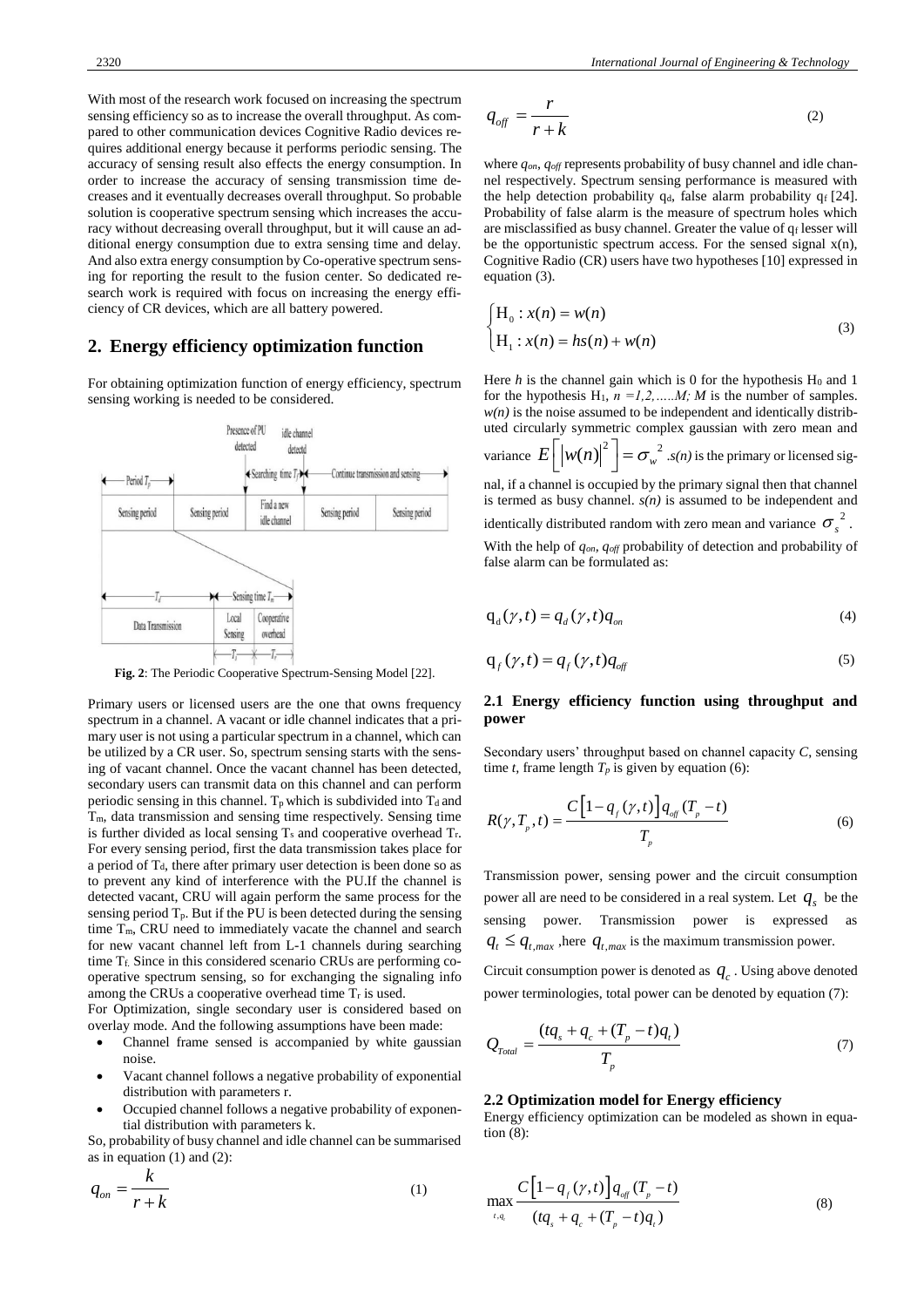With most of the research work focused on increasing the spectrum sensing efficiency so as to increase the overall throughput. As compared to other communication devices Cognitive Radio devices requires additional energy because it performs periodic sensing. The accuracy of sensing result also effects the energy consumption. In order to increase the accuracy of sensing transmission time decreases and it eventually decreases overall throughput. So probable solution is cooperative spectrum sensing which increases the accuracy without decreasing overall throughput, but it will cause an additional energy consumption due to extra sensing time and delay. And also extra energy consumption by Co-operative spectrum sensing for reporting the result to the fusion center. So dedicated research work is required with focus on increasing the energy efficiency of CR devices, which are all battery powered.

## 2. Energy efficiency optimization function

For obtaining optimization function of energy efficiency, spectrum sensing working is needed to be considered.

**Fig. 2**: The Periodic Cooperative Spectrum-Sensing Model [22].

Primary users or licensed users are the one that owns frequency spectrum in a channel. A vacant or idle channel indicates that a primary user is not using a particular spectrum in a channel, which can be utilized by a CR user. So, spectrum sensing starts with the sensing of vacant channel. Once the vacant channel has been detected, secondary users can transmit data on this channel and can perform periodic sensing in this channel. $T_p$ which is subdivided into $T_d$ and $T_m$, data transmission and sensing time respectively. Sensing time is further divided as local sensing $T_s$ and cooperative overhead $T_r$. For every sensing period, first the data transmission takes place for a period of $T_d$, there after primary user detection is been done so as to prevent any kind of interference with the PU.If the channel is detected vacant, CRU will again perform the same process for the sensing period $T_p$. But if the PU is been detected during the sensing time $T_m$, CRU need to immediately vacate the channel and search for new vacant channel left from L-1 channels during searching time $T_f$. Since in this considered scenario CRUs are performing cooperative spectrum sensing, so for exchanging the signaling info among the CRUs a cooperative overhead time $T_r$ is used.

For Optimization, single secondary user is considered based on overlay mode. And the following assumptions have been made:

- Channel frame sensed is accompanied by white gaussian noise.
- Vacant channel follows a negative probability of exponential distribution with parameters r.
- Occupied channel follows a negative probability of exponential distribution with parameters k.

So, probability of busy channel and idle channel can be summarised as in equation (1) and (2):

$$q_{on} = \frac{k}{r+k} \tag{1}$$

$$q_{off} = \frac{r}{r+k} \tag{2}$$

where $q_{on}$, $q_{off}$ represents probability of busy channel and idle channel respectively. Spectrum sensing performance is measured with the help detection probability $q_d$, false alarm probability $q_f$ [24]. Probability of false alarm is the measure of spectrum holes which are misclassified as busy channel. Greater the value of $q_f$ lesser will be the opportunistic spectrum access. For the sensed signal x(n), Cognitive Radio (CR) users have two hypotheses [10] expressed in equation (3).

$$\begin{cases} \mathrm{H}_0 : x(n) = w(n) \\ \mathrm{H}_1 : x(n) = hs(n) + w(n) \end{cases} \tag{3}$$

Here $h$ is the channel gain which is 0 for the hypothesis $H_0$ and 1 for the hypothesis $H_1$, $n = 1,2,\ldots..M$; $M$ is the number of samples. $w(n)$ is the noise assumed to be independent and identically distributed circularly symmetric complex gaussian with zero mean and variance $E\left[\left|w(n)\right|^2\right] = \sigma_w^{\ 2}$ .*s(n)* is the primary or licensed signal, if a channel is occupied by the primary signal then that channel is termed as busy channel. *s(n)* is assumed to be independent and identically distributed random with zero mean and variance $\sigma_s^{\ 2}$.

With the help of $q_{on}$, $q_{off}$ probability of detection and probability of false alarm can be formulated as:

$$\mathrm{q_d}(\gamma, t) = q_d(\gamma, t) q_{on} \tag{4}$$

$$\mathrm{q}_f(\gamma, t) = q_f(\gamma, t) q_{off} \tag{5}$$

### 2.1 Energy efficiency function using throughput and power

Secondary users' throughput based on channel capacity *C*, sensing time *t*, frame length $T_p$ is given by equation (6):

$$R(\gamma, T_p, t) = \frac{C\left[1 - q_f(\gamma, t)\right] q_{off}(T_p - t)}{T_p} \tag{6}$$

Transmission power, sensing power and the circuit consumption power all are need to be considered in a real system. Let $q_s$ be the sensing power. Transmission power is expressed as $q_t \le q_{t,max}$ ,here $q_{t,max}$ is the maximum transmission power.

Circuit consumption power is denoted as $q_c$. Using above denoted power terminologies, total power can be denoted by equation (7):

$$Q_{Total} = \frac{(tq_s + q_c + (T_p - t)q_t)}{T_p} \tag{7}$$

### 2.2 Optimization model for Energy efficiency

Energy efficiency optimization can be modeled as shown in equation (8):

$$\max_{t, q_t} \frac{C\left[1 - q_f(\gamma, t)\right] q_{off}(T_p - t)}{(tq_s + q_c + (T_p - t)q_t)} \tag{8}$$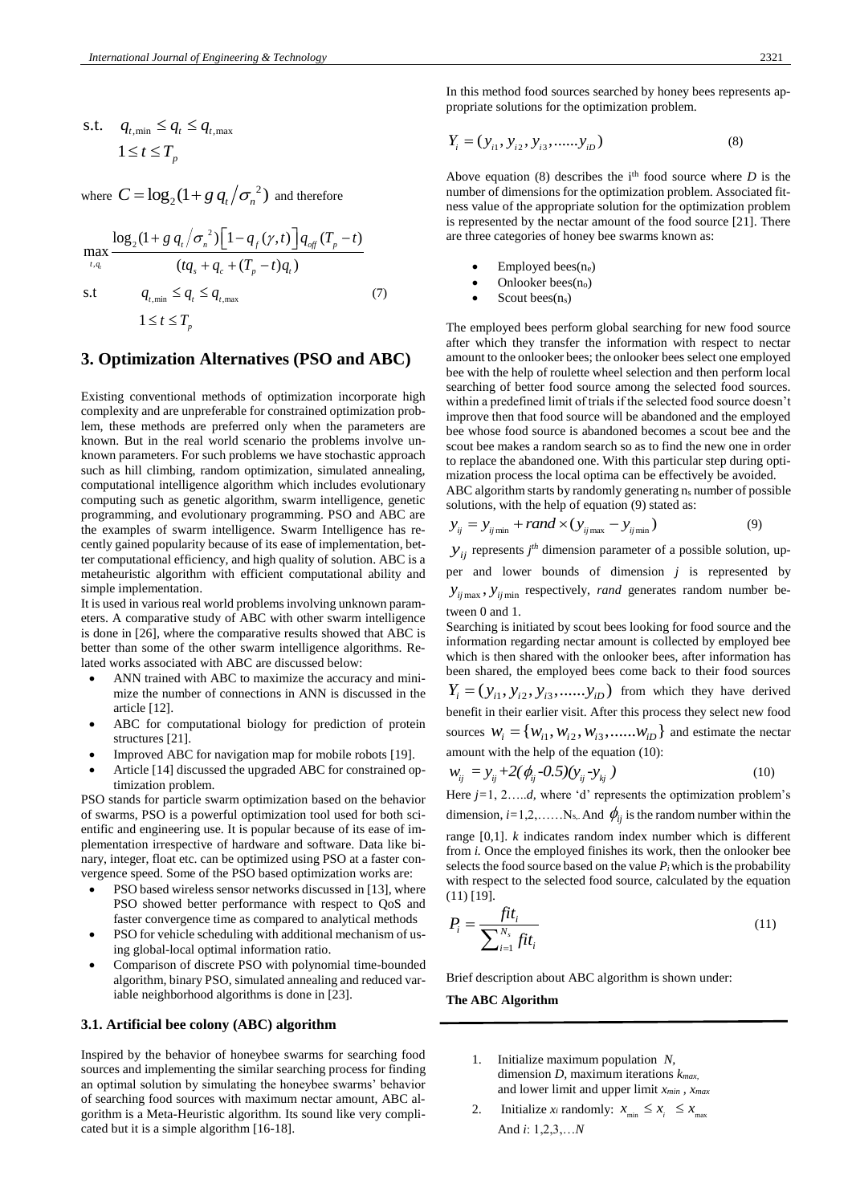$$\text{s.t.} \quad q_{t,\min} \le q_t \le q_{t,\max}$$
$$1 \le t \le T_p$$

where $C = \log_2(1 + g\, q_t / \sigma_n^2)$ and therefore

$$\max_{t,q_t} \frac{\log_2(1+g\,q_t/\sigma_n^2)\left[1-q_f(\gamma,t)\right]q_{off}(T_p-t)}{(tq_s+q_c+(T_p-t)q_t)}$$
$$\text{s.t} \quad q_{t,\min} \le q_t \le q_{t,\max} \tag{7}$$
$$1 \le t \le T_p$$

## 3. Optimization Alternatives (PSO and ABC)

Existing conventional methods of optimization incorporate high complexity and are unpreferable for constrained optimization problem, these methods are preferred only when the parameters are known. But in the real world scenario the problems involve unknown parameters. For such problems we have stochastic approach such as hill climbing, random optimization, simulated annealing, computational intelligence algorithm which includes evolutionary computing such as genetic algorithm, swarm intelligence, genetic programming, and evolutionary programming. PSO and ABC are the examples of swarm intelligence. Swarm Intelligence has recently gained popularity because of its ease of implementation, better computational efficiency, and high quality of solution. ABC is a metaheuristic algorithm with efficient computational ability and simple implementation.

It is used in various real world problems involving unknown parameters. A comparative study of ABC with other swarm intelligence is done in [26], where the comparative results showed that ABC is better than some of the other swarm intelligence algorithms. Related works associated with ABC are discussed below:

- ANN trained with ABC to maximize the accuracy and minimize the number of connections in ANN is discussed in the article [12].
- ABC for computational biology for prediction of protein structures [21].
- Improved ABC for navigation map for mobile robots [19].
- Article [14] discussed the upgraded ABC for constrained optimization problem.

PSO stands for particle swarm optimization based on the behavior of swarms, PSO is a powerful optimization tool used for both scientific and engineering use. It is popular because of its ease of implementation irrespective of hardware and software. Data like binary, integer, float etc. can be optimized using PSO at a faster convergence speed. Some of the PSO based optimization works are:

- PSO based wireless sensor networks discussed in [13], where PSO showed better performance with respect to QoS and faster convergence time as compared to analytical methods
- PSO for vehicle scheduling with additional mechanism of using global-local optimal information ratio.
- Comparison of discrete PSO with polynomial time-bounded algorithm, binary PSO, simulated annealing and reduced variable neighborhood algorithms is done in [23].

### 3.1. Artificial bee colony (ABC) algorithm

Inspired by the behavior of honeybee swarms for searching food sources and implementing the similar searching process for finding an optimal solution by simulating the honeybee swarms' behavior of searching food sources with maximum nectar amount, ABC algorithm is a Meta-Heuristic algorithm. Its sound like very complicated but it is a simple algorithm [16-18].

In this method food sources searched by honey bees represents appropriate solutions for the optimization problem.

$$Y_i = (y_{i1}, y_{i2}, y_{i3}, ......y_{iD}) \tag{8}$$

Above equation (8) describes the i[th] food source where $D$ is the number of dimensions for the optimization problem. Associated fitness value of the appropriate solution for the optimization problem is represented by the nectar amount of the food source [21]. There are three categories of honey bee swarms known as:

- Employed bees($n_e$)
- Onlooker bees($n_o$)
- Scout bees($n_s$)

The employed bees perform global searching for new food source after which they transfer the information with respect to nectar amount to the onlooker bees; the onlooker bees select one employed bee with the help of roulette wheel selection and then perform local searching of better food source among the selected food sources. within a predefined limit of trials if the selected food source doesn't improve then that food source will be abandoned and the employed bee whose food source is abandoned becomes a scout bee and the scout bee makes a random search so as to find the new one in order to replace the abandoned one. With this particular step during optimization process the local optima can be effectively be avoided.

ABC algorithm starts by randomly generating $n_s$ number of possible solutions, with the help of equation (9) stated as:

$$y_{ij} = y_{ij\min} + rand \times (y_{ij\max} - y_{ij\min}) \tag{9}$$

$y_{ij}$ represents $j^{th}$ dimension parameter of a possible solution, upper and lower bounds of dimension $j$ is represented by $y_{ij\max}, y_{ij\min}$ respectively, *rand* generates random number between 0 and 1.

Searching is initiated by scout bees looking for food source and the information regarding nectar amount is collected by employed bee which is then shared with the onlooker bees, after information has been shared, the employed bees come back to their food sources $Y_i = (y_{i1}, y_{i2}, y_{i3}, ......y_{iD})$ from which they have derived benefit in their earlier visit. After this process they select new food sources $W_i = \{w_{i1}, w_{i2}, w_{i3}, ......w_{iD}\}$ and estimate the nectar amount with the help of the equation (10):

$$w_{ij} = y_{ij} + 2(\phi_{ij} - 0.5)(y_{ij} - y_{kj}) \tag{10}$$

Here $j$=1, 2…..$d$, where 'd' represents the optimization problem's dimension, $i$=1,2,……$N_s$. And $\phi_{ij}$ is the random number within the range [0,1]. $k$ indicates random index number which is different from $i$. Once the employed finishes its work, then the onlooker bee selects the food source based on the value $P_i$ which is the probability with respect to the selected food source, calculated by the equation (11) [19].

$$P_i = \frac{fit_i}{\sum_{i=1}^{N_s} fit_i} \tag{11}$$

Brief description about ABC algorithm is shown under:

**The ABC Algorithm**

1. Initialize maximum population $N$, dimension $D$, maximum iterations $k_{max}$, and lower limit and upper limit $x_{min}$ , $x_{max}$
2. Initialize $x_i$ randomly: $x_{\min} \le x_i \le x_{\max}$ And $i$: 1,2,3,…$N$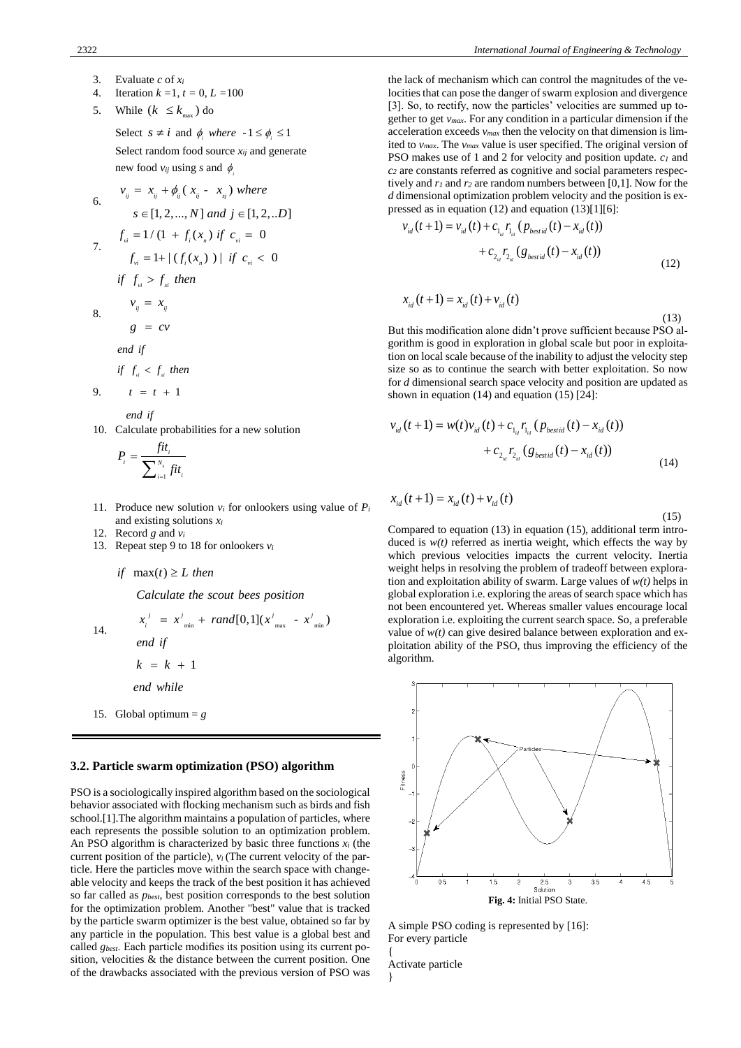3. Evaluate $c$ of $x_i$
4. Iteration $k$ =1, $t$ = 0, $L$ =100
5. While $(k \leq k_{\max})$ do

   Select $s \neq i$ and $\phi_i$ where $-1 \leq \phi_i \leq 1$

   Select random food source $x_{ij}$ and generate new food $v_{ij}$ using $s$ and $\phi_i$

6. $$v_{ij} = x_{ij} + \phi_{ij}(x_{ij} - x_{sj}) \text{ where } s \in [1, 2, ..., N] \text{ and } j \in [1, 2, ..D]$$

7. $$f_{vi} = 1/(1 + f_i(x_n)) \text{ if } c_{vi} = 0$$
   $$f_{vi} = 1 + |(f_i(x_n))| \text{ if } c_{vi} < 0$$

   $if \;\; f_{vi} > f_{xi} \;\; then$

8. $$v_{ij} = x_{ij}$$
   $$g = cv$$

   *end if*

   $if \;\; f_{vi} < f_{xi} \;\; then$

9. $$t = t + 1$$

   *end if*

10. Calculate probabilities for a new solution

$$P_i = \frac{fit_i}{\sum_{i=1}^{N_s} fit_i}$$

11. Produce new solution $v_i$ for onlookers using value of $P_i$ and existing solutions $x_i$
12. Record $g$ and $v_i$
13. Repeat step 9 to 18 for onlookers $v_i$

    $if \;\; \max(t) \geq L \;\; then$

    *Calculate the scout bees position*

14. $$x_i^j = x_{\min}^j + rand[0,1](x_{\max}^j - x_{\min}^j)$$

    *end if*

    $k = k + 1$

    *end while*

15. Global optimum = $g$

### 3.2. Particle swarm optimization (PSO) algorithm

PSO is a sociologically inspired algorithm based on the sociological behavior associated with flocking mechanism such as birds and fish school.[1].The algorithm maintains a population of particles, where each represents the possible solution to an optimization problem. An PSO algorithm is characterized by basic three functions $x_i$ (the current position of the particle), $v_i$ (The current velocity of the particle. Here the particles move within the search space with changeable velocity and keeps the track of the best position it has achieved so far called as $p_{best}$, best position corresponds to the best solution for the optimization problem. Another "best" value that is tracked by the particle swarm optimizer is the best value, obtained so far by any particle in the population. This best value is a global best and called $g_{best}$. Each particle modifies its position using its current position, velocities & the distance between the current position. One of the drawbacks associated with the previous version of PSO was the lack of mechanism which can control the magnitudes of the velocities that can pose the danger of swarm explosion and divergence [3]. So, to rectify, now the particles' velocities are summed up together to get $v_{max}$. For any condition in a particular dimension if the acceleration exceeds $v_{max}$ then the velocity on that dimension is limited to $v_{max}$. The $v_{max}$ value is user specified. The original version of PSO makes use of 1 and 2 for velocity and position update. $c_1$ and $c_2$ are constants referred as cognitive and social parameters respectively and $r_1$ and $r_2$ are random numbers between [0,1]. Now for the $d$ dimensional optimization problem velocity and the position is expressed as in equation (12) and equation (13)[1][6]:

$$v_{id}(t+1) = v_{id}(t) + c_{1_{id}} r_{1_{id}} (p_{bestid}(t) - x_{id}(t)) + c_{2_{id}} r_{2_{id}} (g_{bestid}(t) - x_{id}(t)) \tag{12}$$

$$x_{id}(t+1) = x_{id}(t) + v_{id}(t) \tag{13}$$

But this modification alone didn't prove sufficient because PSO algorithm is good in exploration in global scale but poor in exploitation on local scale because of the inability to adjust the velocity step size so as to continue the search with better exploitation. So now for $d$ dimensional search space velocity and position are updated as shown in equation (14) and equation (15) [24]:

$$v_{id}(t+1) = w(t)v_{id}(t) + c_{1_{id}} r_{1_{id}} (p_{bestid}(t) - x_{id}(t)) + c_{2_{id}} r_{2_{id}} (g_{bestid}(t) - x_{id}(t)) \tag{14}$$

$$x_{id}(t+1) = x_{id}(t) + v_{id}(t) \tag{15}$$

Compared to equation (13) in equation (15), additional term introduced is $w(t)$ referred as inertia weight, which effects the way by which previous velocities impacts the current velocity. Inertia weight helps in resolving the problem of tradeoff between exploration and exploitation ability of swarm. Large values of $w(t)$ helps in global exploration i.e. exploring the areas of search space which has not been encountered yet. Whereas smaller values encourage local exploration i.e. exploiting the current search space. So, a preferable value of $w(t)$ can give desired balance between exploration and exploitation ability of the PSO, thus improving the efficiency of the algorithm.

**Fig. 4:** Initial PSO State.

A simple PSO coding is represented by [16]:

```
For every particle
{
Activate particle
}
```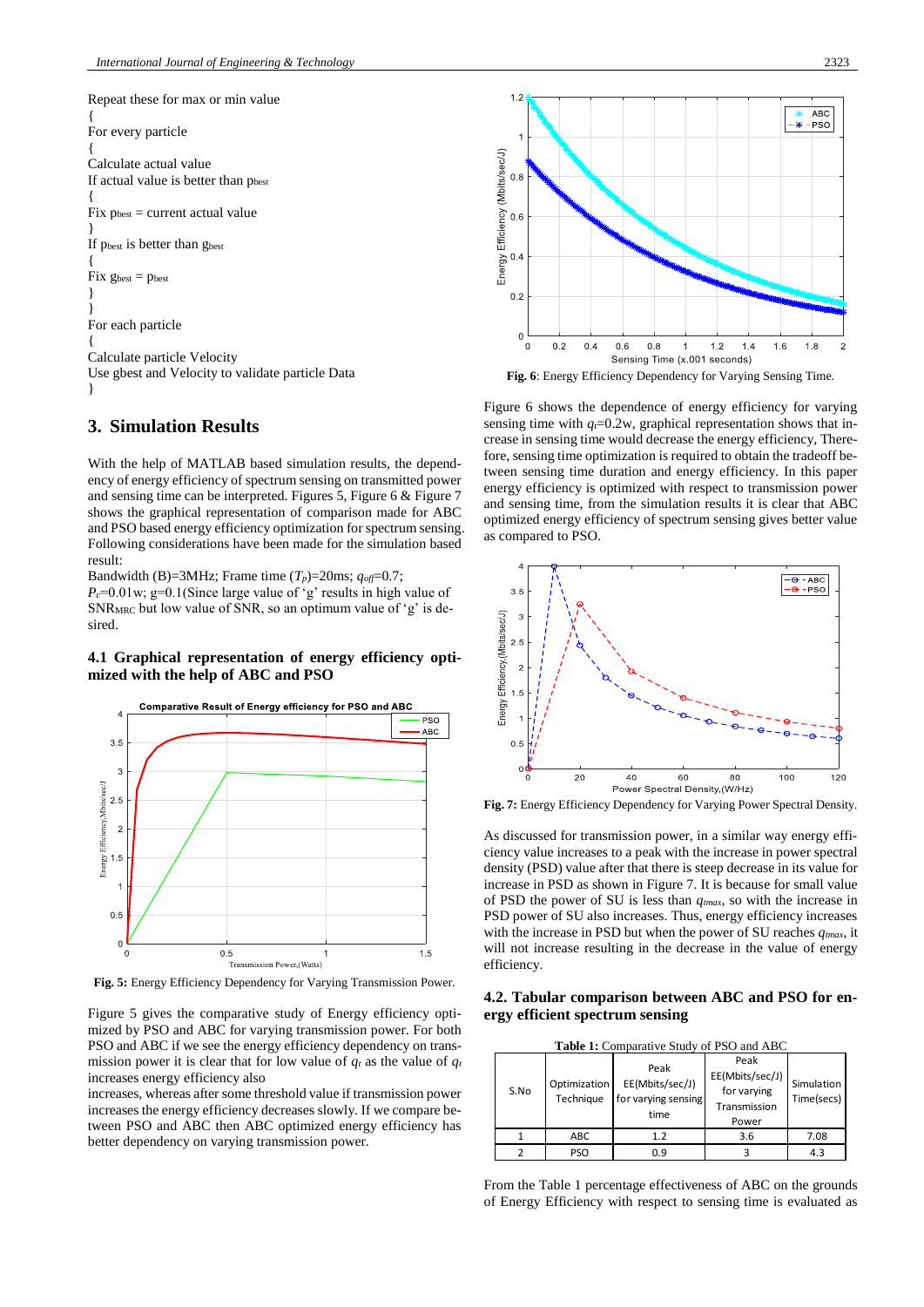Repeat these for max or min value
{
For every particle
{
Calculate actual value
If actual value is better than $p_{best}$
{
Fix $p_{best}$ = current actual value
}
If $p_{best}$ is better than $g_{best}$
{
Fix $g_{best}$ = $p_{best}$
}
}
For each particle
{
Calculate particle Velocity
Use gbest and Velocity to validate particle Data
}

## 3. Simulation Results

With the help of MATLAB based simulation results, the dependency of energy efficiency of spectrum sensing on transmitted power and sensing time can be interpreted. Figures 5, Figure 6 & Figure 7 shows the graphical representation of comparison made for ABC and PSO based energy efficiency optimization for spectrum sensing. Following considerations have been made for the simulation based result:

Bandwidth (B)=3MHz; Frame time ($T_p$)=20ms; $q_{off}$=0.7;
$P_c$=0.01w; g=0.1(Since large value of 'g' results in high value of $SNR_{MRC}$ but low value of SNR, so an optimum value of 'g' is desired.

### 4.1 Graphical representation of energy efficiency optimized with the help of ABC and PSO

**Fig. 5:** Energy Efficiency Dependency for Varying Transmission Power.

Figure 5 gives the comparative study of Energy efficiency optimized by PSO and ABC for varying transmission power. For both PSO and ABC if we see the energy efficiency dependency on transmission power it is clear that for low value of $q_t$ as the value of $q_t$ increases energy efficiency also
increases, whereas after some threshold value if transmission power increases the energy efficiency decreases slowly. If we compare between PSO and ABC then ABC optimized energy efficiency has better dependency on varying transmission power.

**Fig. 6**: Energy Efficiency Dependency for Varying Sensing Time.

Figure 6 shows the dependence of energy efficiency for varying sensing time with $q_t$=0.2w, graphical representation shows that increase in sensing time would decrease the energy efficiency, Therefore, sensing time optimization is required to obtain the tradeoff between sensing time duration and energy efficiency. In this paper energy efficiency is optimized with respect to transmission power and sensing time, from the simulation results it is clear that ABC optimized energy efficiency of spectrum sensing gives better value as compared to PSO.

**Fig. 7:** Energy Efficiency Dependency for Varying Power Spectral Density.

As discussed for transmission power, in a similar way energy efficiency value increases to a peak with the increase in power spectral density (PSD) value after that there is steep decrease in its value for increase in PSD as shown in Figure 7. It is because for small value of PSD the power of SU is less than $q_{tmax}$, so with the increase in PSD power of SU also increases. Thus, energy efficiency increases with the increase in PSD but when the power of SU reaches $q_{tmax}$, it will not increase resulting in the decrease in the value of energy efficiency.

### 4.2. Tabular comparison between ABC and PSO for energy efficient spectrum sensing

**Table 1:** Comparative Study of PSO and ABC

| S.No | Optimization Technique | Peak EE(Mbits/sec/J) for varying sensing time | Peak EE(Mbits/sec/J) for varying Transmission Power | Simulation Time(secs) |
|---|---|---|---|---|
| 1 | ABC | 1.2 | 3.6 | 7.08 |
| 2 | PSO | 0.9 | 3 | 4.3 |

From the Table 1 percentage effectiveness of ABC on the grounds of Energy Efficiency with respect to sensing time is evaluated as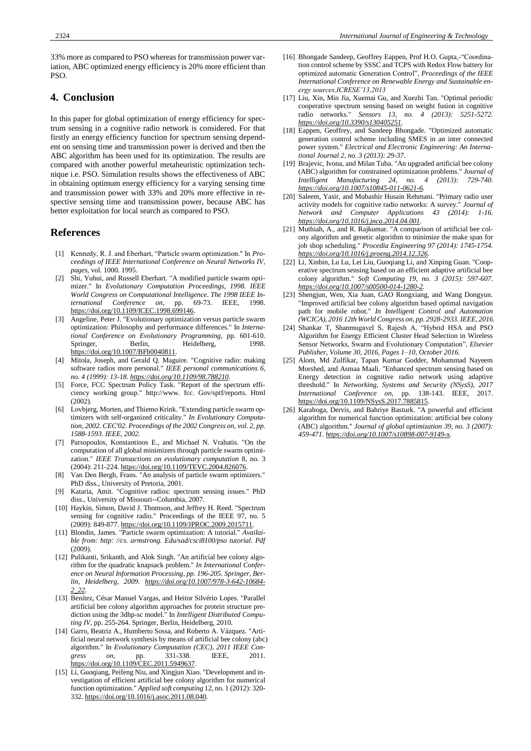33% more as compared to PSO whereas for transmission power variation, ABC optimized energy efficiency is 20% more efficient than PSO.

## 4. Conclusion

In this paper for global optimization of energy efficiency for spectrum sensing in a cognitive radio network is considered. For that firstly an energy efficiency function for spectrum sensing dependent on sensing time and transmission power is derived and then the ABC algorithm has been used for its optimization. The results are compared with another powerful metaheuristic optimization technique i.e. PSO. Simulation results shows the effectiveness of ABC in obtaining optimum energy efficiency for a varying sensing time and transmission power with 33% and 20% more effective in respective sensing time and transmission power, because ABC has better exploitation for local search as compared to PSO.

## References

- [1] Kennedy, R. J. and Eberhart, "Particle swarm optimization." In *Proceedings of IEEE International Conference on Neural Networks IV, pages*, vol. 1000. 1995.
- [2] Shi, Yuhui, and Russell Eberhart. "A modified particle swarm optimizer." In *Evolutionary Computation Proceedings, 1998. IEEE World Congress on Computational Intelligence. The 1998 IEEE International Conference on*, pp. 69-73. IEEE, 1998. https://doi.org/10.1109/ICEC.1998.699146.
- [3] Angeline, Peter J. "Evolutionary optimization versus particle swarm optimization: Philosophy and performance differences." In *International Conference on Evolutionary Programming*, pp. 601-610. Springer, Berlin, Heidelberg, 1998. https://doi.org/10.1007/BFb0040811.
- [4] Mitola, Joseph, and Gerald Q. Maguire. "Cognitive radio: making software radios more personal." *IEEE personal communications 6, no. 4 (1999): 13-18. https://doi.org/10.1109/98.788210.*
- [5] Force, FCC Spectrum Policy Task. "Report of the spectrum efficiency working group." http://www. fcc. Gov/sptf/reports. Html (2002).
- [6] Lovbjerg, Morten, and Thiemo Krink. "Extending particle swarm optimizers with self-organized criticality." *In Evolutionary Computation, 2002. CEC'02. Proceedings of the 2002 Congress on, vol. 2, pp. 1588-1593. IEEE, 2002.*
- [7] Parsopoulos, Konstantinos E., and Michael N. Vrahatis. "On the computation of all global minimizers through particle swarm optimization." *IEEE Transactions on evolutionary computation* 8, no. 3 (2004): 211-224. https://doi.org/10.1109/TEVC.2004.826076.
- [8] Van Den Bergh, Frans. "An analysis of particle swarm optimizers." PhD diss., University of Pretoria, 2001.
- [9] Kataria, Amit. "Cognitive radios: spectrum sensing issues." PhD diss., University of Missouri--Columbia, 2007.
- [10] Haykin, Simon, David J. Thomson, and Jeffrey H. Reed. "Spectrum sensing for cognitive radio." Proceedings of the IEEE 97, no. 5 (2009): 849-877. https://doi.org/10.1109/JPROC.2009.2015711.
- [11] Blondin, James. "Particle swarm optimization: A tutorial." *Available from: http: //cs. armstrong. Edu/sad/csci8100/pso tutorial. Pdf* (2009).
- [12] Pulikanti, Srikanth, and Alok Singh. "An artificial bee colony algorithm for the quadratic knapsack problem." *In International Conference on Neural Information Processing, pp. 196-205. Springer, Berlin, Heidelberg, 2009. https://doi.org/10.1007/978-3-642-10684-2_22.*
- [13] Benítez, César Manuel Vargas, and Heitor Silvério Lopes. "Parallel artificial bee colony algorithm approaches for protein structure prediction using the 3dhp-sc model." In *Intelligent Distributed Computing IV*, pp. 255-264. Springer, Berlin, Heidelberg, 2010.
- [14] Garro, Beatriz A., Humberto Sossa, and Roberto A. Vázquez. "Artificial neural network synthesis by means of artificial bee colony (abc) algorithm." In *Evolutionary Computation (CEC), 2011 IEEE Congress on*, pp. 331-338. IEEE, 2011. https://doi.org/10.1109/CEC.2011.5949637.
- [15] Li, Guoqiang, Peifeng Niu, and Xingjun Xiao. "Development and investigation of efficient artificial bee colony algorithm for numerical function optimization." *Applied soft computing* 12, no. 1 (2012): 320-332. https://doi.org/10.1016/j.asoc.2011.08.040.
- [16] Bhongade Sandeep, Geoffrey Eappen, Prof H.O. Gupta,-"Coordination control scheme by SSSC and TCPS with Redox Flow battery for optimized automatic Generation Control", *Proceedings of the IEEE International Conference on Renewable Energy and Sustainable energy sources,ICRESE'13,2013*
- [17] Liu, Xin, Min Jia, Xuemai Gu, and Xuezhi Tan. "Optimal periodic cooperative spectrum sensing based on weight fusion in cognitive radio networks." *Sensors 13, no. 4 (2013): 5251-5272. https://doi.org/10.3390/s130405251.*
- [18] Eappen, Geoffrey, and Sandeep Bhongade. "Optimized automatic generation control scheme including SMES in an inter connected power system." *Electrical and Electronic Engineering: An International Journal 2, no. 3 (2013): 29-37.*
- [19] Brajevic, Ivona, and Milan Tuba. "An upgraded artificial bee colony (ABC) algorithm for constrained optimization problems." *Journal of Intelligent Manufacturing 24, no. 4 (2013): 729-740. https://doi.org/10.1007/s10845-011-0621-6.*
- [20] Saleem, Yasir, and Mubashir Husain Rehmani. "Primary radio user activity models for cognitive radio networks: A survey." *Journal of Network and Computer Applications 43 (2014): 1-16. https://doi.org/10.1016/j.jnca.2014.04.001.*
- [21] Muthiah, A., and R. Rajkumar. "A comparison of artificial bee colony algorithm and genetic algorithm to minimize the make span for job shop scheduling." *Procedia Engineering 97 (2014): 1745-1754. https://doi.org/10.1016/j.proeng.2014.12.326.*
- [22] Li, Xinbin, Lu Lu, Lei Liu, Guoqiang Li, and Xinping Guan. "Cooperative spectrum sensing based on an efficient adaptive artificial bee colony algorithm." *Soft Computing 19, no. 3 (2015): 597-607. https://doi.org/10.1007/s00500-014-1280-2.*
- [23] Shengjun, Wen, Xia Juan, GAO Rongxiang, and Wang Dongyun. "Improved artificial bee colony algorithm based optimal navigation path for mobile robot." *In Intelligent Control and Automation (WCICA), 2016 12th World Congress on, pp. 2928-2933. IEEE, 2016.*
- [24] Shankar T, Shanmugavel S, Rajesh A, "Hybrid HSA and PSO Algorithm for Energy Efficient Cluster Head Selection in Wireless Sensor Networks, Swarm and Evolutionary Computation", *Elsevier Publisher, Volume 30, 2016, Pages 1–10, October 2016.*
- [25] Alom, Md Zulfikar, Tapan Kumar Godder, Mohammad Nayeem Morshed, and Asmaa Maali. "Enhanced spectrum sensing based on Energy detection in cognitive radio network using adaptive threshold." In *Networking, Systems and Security (NSysS), 2017 International Conference on*, pp. 138-143. IEEE, 2017. https://doi.org/10.1109/NSysS.2017.7885815.
- [26] Karaboga, Dervis, and Bahriye Basturk. "A powerful and efficient algorithm for numerical function optimization: artificial bee colony (ABC) algorithm." *Journal of global optimization 39, no. 3 (2007): 459-471. https://doi.org/10.1007/s10898-007-9149-x.*